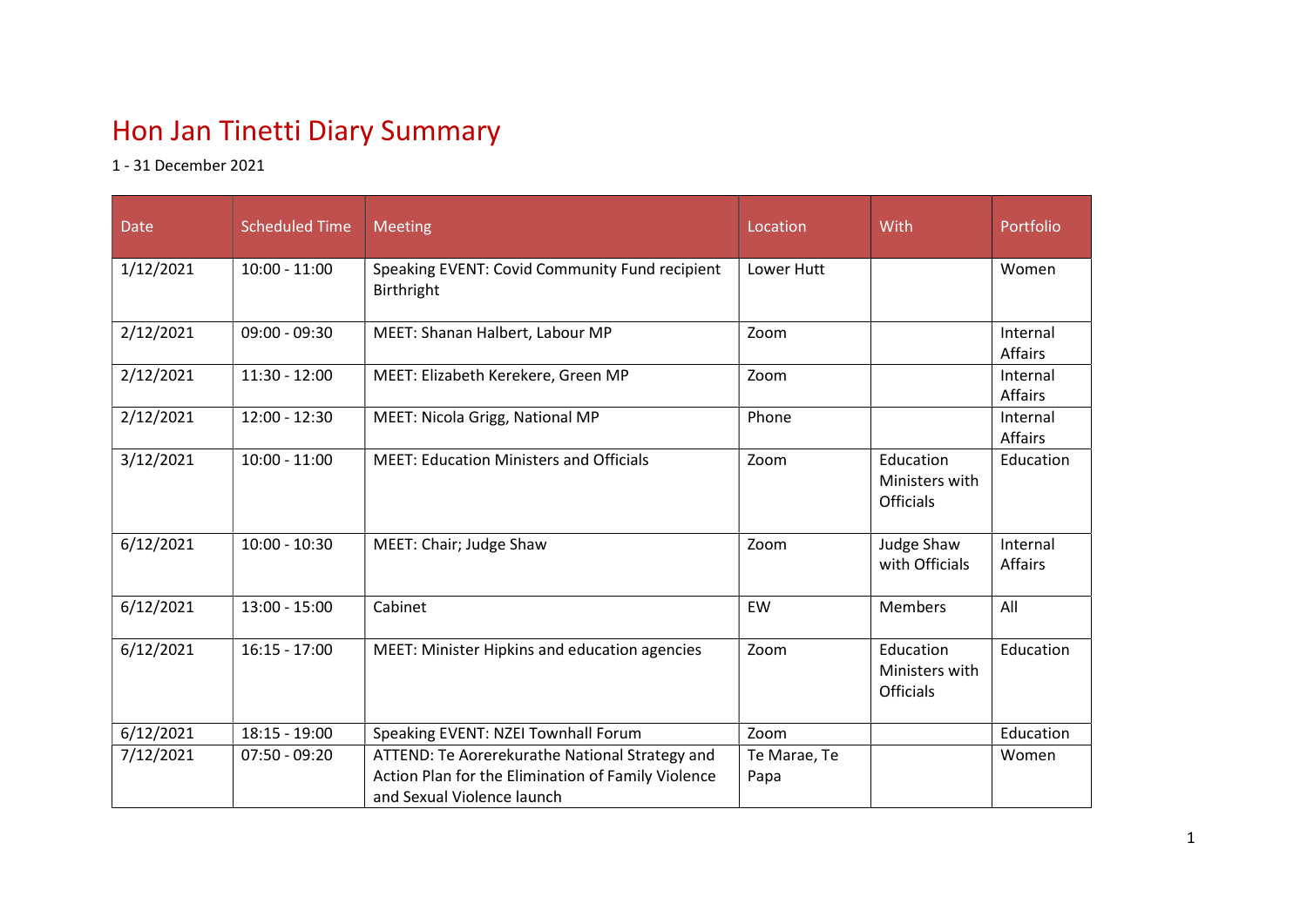# Hon Jan Tinetti Diary Summary

1 - 31 December 2021

| Date | Scheduled Time | Meeting | Location | With | Portfolio |
|---|---|---|---|---|---|
| 1/12/2021 | 10:00 - 11:00 | Speaking EVENT: Covid Community Fund recipient Birthright | Lower Hutt | | Women |
| 2/12/2021 | 09:00 - 09:30 | MEET: Shanan Halbert, Labour MP | Zoom | | Internal Affairs |
| 2/12/2021 | 11:30 - 12:00 | MEET: Elizabeth Kerekere, Green MP | Zoom | | Internal Affairs |
| 2/12/2021 | 12:00 - 12:30 | MEET: Nicola Grigg, National MP | Phone | | Internal Affairs |
| 3/12/2021 | 10:00 - 11:00 | MEET: Education Ministers and Officials | Zoom | Education Ministers with Officials | Education |
| 6/12/2021 | 10:00 - 10:30 | MEET: Chair; Judge Shaw | Zoom | Judge Shaw with Officials | Internal Affairs |
| 6/12/2021 | 13:00 - 15:00 | Cabinet | EW | Members | All |
| 6/12/2021 | 16:15 - 17:00 | MEET: Minister Hipkins and education agencies | Zoom | Education Ministers with Officials | Education |
| 6/12/2021 | 18:15 - 19:00 | Speaking EVENT: NZEI Townhall Forum | Zoom | | Education |
| 7/12/2021 | 07:50 - 09:20 | ATTEND: Te Aorerekurathe National Strategy and Action Plan for the Elimination of Family Violence and Sexual Violence launch | Te Marae, Te Papa | | Women |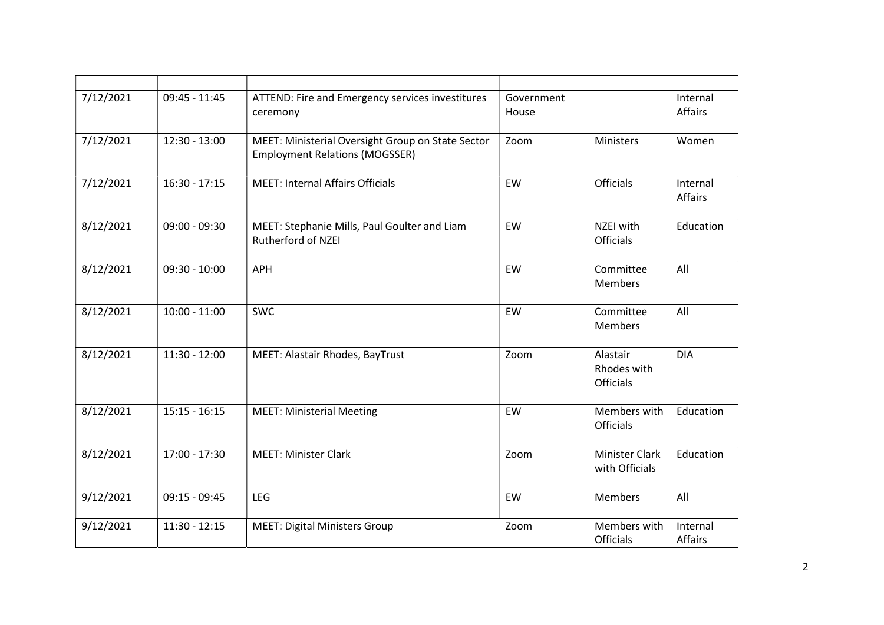| | | | | | |
|---|---|---|---|---|---|
| 7/12/2021 | 09:45 - 11:45 | ATTEND: Fire and Emergency services investitures ceremony | Government House | | Internal Affairs |
| 7/12/2021 | 12:30 - 13:00 | MEET: Ministerial Oversight Group on State Sector Employment Relations (MOGSSER) | Zoom | Ministers | Women |
| 7/12/2021 | 16:30 - 17:15 | MEET: Internal Affairs Officials | EW | Officials | Internal Affairs |
| 8/12/2021 | 09:00 - 09:30 | MEET: Stephanie Mills, Paul Goulter and Liam Rutherford of NZEI | EW | NZEI with Officials | Education |
| 8/12/2021 | 09:30 - 10:00 | APH | EW | Committee Members | All |
| 8/12/2021 | 10:00 - 11:00 | SWC | EW | Committee Members | All |
| 8/12/2021 | 11:30 - 12:00 | MEET: Alastair Rhodes, BayTrust | Zoom | Alastair Rhodes with Officials | DIA |
| 8/12/2021 | 15:15 - 16:15 | MEET: Ministerial Meeting | EW | Members with Officials | Education |
| 8/12/2021 | 17:00 - 17:30 | MEET: Minister Clark | Zoom | Minister Clark with Officials | Education |
| 9/12/2021 | 09:15 - 09:45 | LEG | EW | Members | All |
| 9/12/2021 | 11:30 - 12:15 | MEET: Digital Ministers Group | Zoom | Members with Officials | Internal Affairs |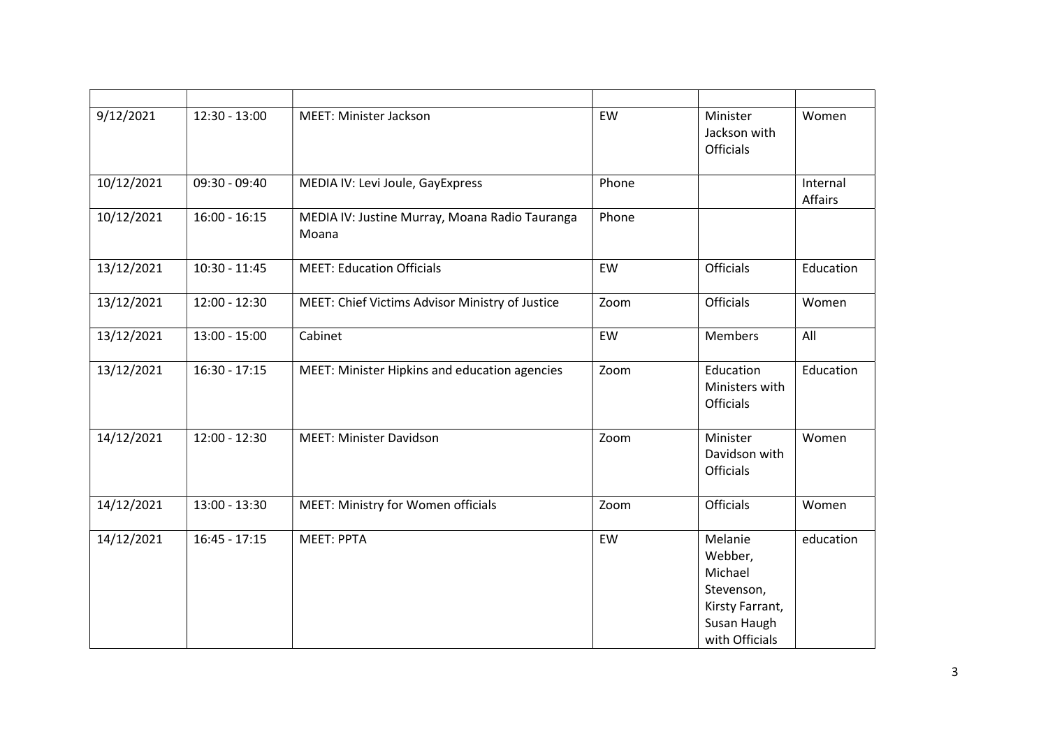| | | | | | |
|---|---|---|---|---|---|
| 9/12/2021 | 12:30 - 13:00 | MEET: Minister Jackson | EW | Minister Jackson with Officials | Women |
| 10/12/2021 | 09:30 - 09:40 | MEDIA IV: Levi Joule, GayExpress | Phone | | Internal Affairs |
| 10/12/2021 | 16:00 - 16:15 | MEDIA IV: Justine Murray, Moana Radio Tauranga Moana | Phone | | |
| 13/12/2021 | 10:30 - 11:45 | MEET: Education Officials | EW | Officials | Education |
| 13/12/2021 | 12:00 - 12:30 | MEET: Chief Victims Advisor Ministry of Justice | Zoom | Officials | Women |
| 13/12/2021 | 13:00 - 15:00 | Cabinet | EW | Members | All |
| 13/12/2021 | 16:30 - 17:15 | MEET: Minister Hipkins and education agencies | Zoom | Education Ministers with Officials | Education |
| 14/12/2021 | 12:00 - 12:30 | MEET: Minister Davidson | Zoom | Minister Davidson with Officials | Women |
| 14/12/2021 | 13:00 - 13:30 | MEET: Ministry for Women officials | Zoom | Officials | Women |
| 14/12/2021 | 16:45 - 17:15 | MEET: PPTA | EW | Melanie Webber, Michael Stevenson, Kirsty Farrant, Susan Haugh with Officials | education |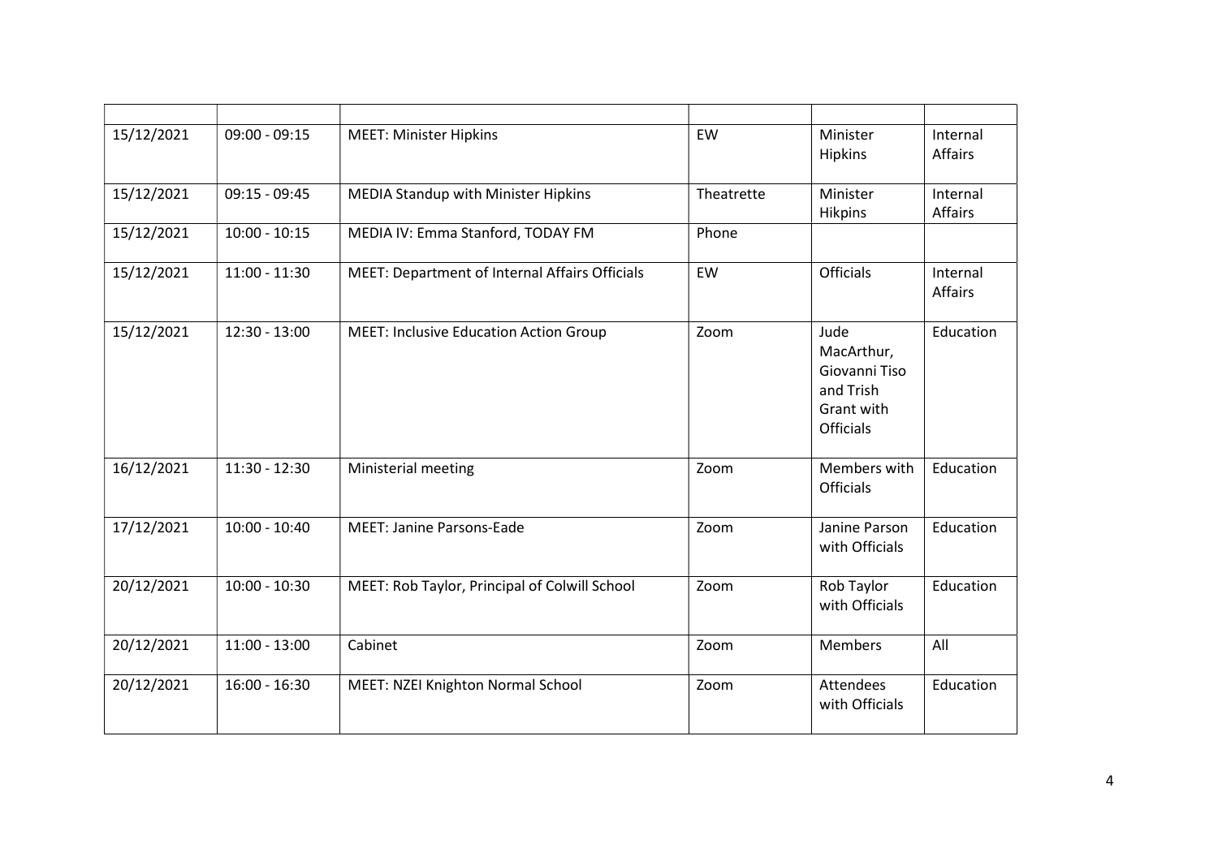| | | | | | |
|---|---|---|---|---|---|
| 15/12/2021 | 09:00 - 09:15 | MEET: Minister Hipkins | EW | Minister Hipkins | Internal Affairs |
| 15/12/2021 | 09:15 - 09:45 | MEDIA Standup with Minister Hipkins | Theatrette | Minister Hikpins | Internal Affairs |
| 15/12/2021 | 10:00 - 10:15 | MEDIA IV: Emma Stanford, TODAY FM | Phone | | |
| 15/12/2021 | 11:00 - 11:30 | MEET: Department of Internal Affairs Officials | EW | Officials | Internal Affairs |
| 15/12/2021 | 12:30 - 13:00 | MEET: Inclusive Education Action Group | Zoom | Jude MacArthur, Giovanni Tiso and Trish Grant with Officials | Education |
| 16/12/2021 | 11:30 - 12:30 | Ministerial meeting | Zoom | Members with Officials | Education |
| 17/12/2021 | 10:00 - 10:40 | MEET: Janine Parsons-Eade | Zoom | Janine Parson with Officials | Education |
| 20/12/2021 | 10:00 - 10:30 | MEET: Rob Taylor, Principal of Colwill School | Zoom | Rob Taylor with Officials | Education |
| 20/12/2021 | 11:00 - 13:00 | Cabinet | Zoom | Members | All |
| 20/12/2021 | 16:00 - 16:30 | MEET: NZEI Knighton Normal School | Zoom | Attendees with Officials | Education |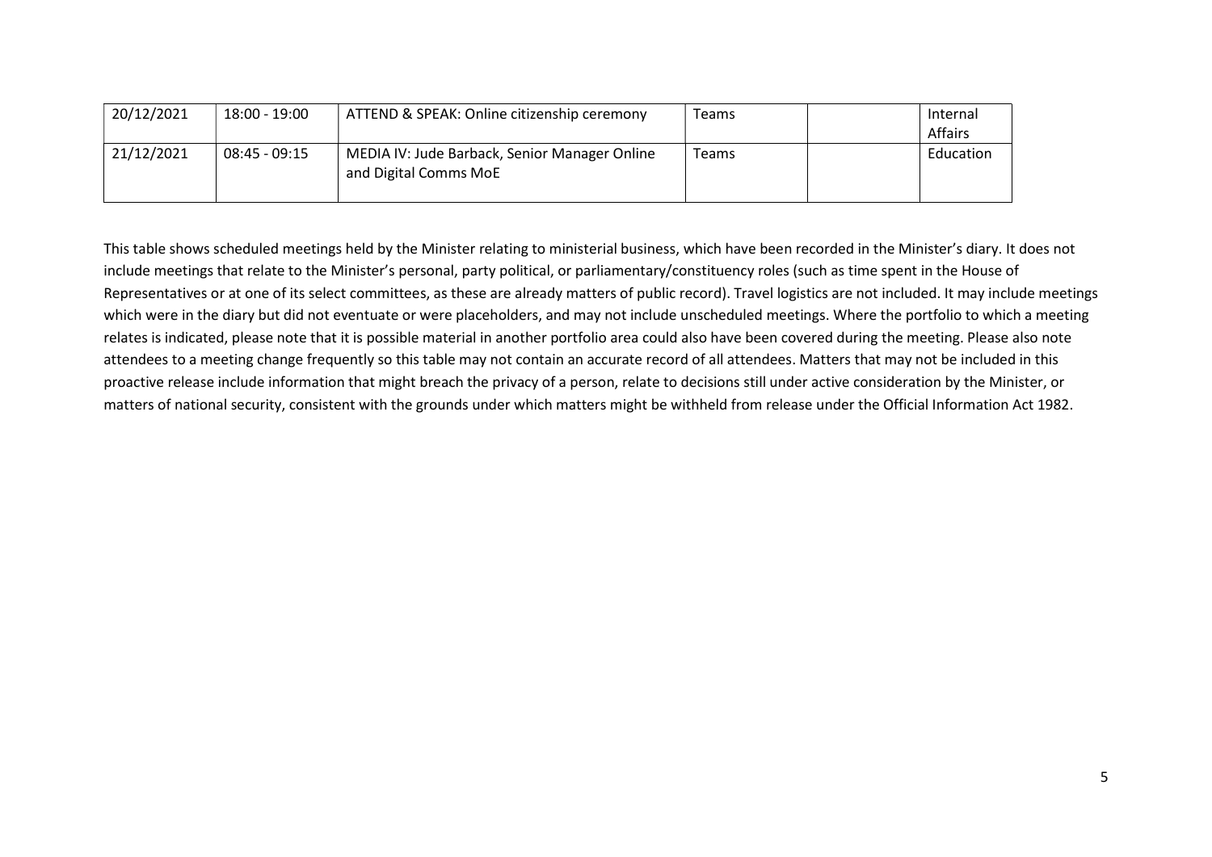| | | | | | |
|---|---|---|---|---|---|
| 20/12/2021 | 18:00 - 19:00 | ATTEND & SPEAK: Online citizenship ceremony | Teams | | Internal Affairs |
| 21/12/2021 | 08:45 - 09:15 | MEDIA IV: Jude Barback, Senior Manager Online and Digital Comms MoE | Teams | | Education |

This table shows scheduled meetings held by the Minister relating to ministerial business, which have been recorded in the Minister's diary. It does not include meetings that relate to the Minister's personal, party political, or parliamentary/constituency roles (such as time spent in the House of Representatives or at one of its select committees, as these are already matters of public record). Travel logistics are not included. It may include meetings which were in the diary but did not eventuate or were placeholders, and may not include unscheduled meetings. Where the portfolio to which a meeting relates is indicated, please note that it is possible material in another portfolio area could also have been covered during the meeting. Please also note attendees to a meeting change frequently so this table may not contain an accurate record of all attendees. Matters that may not be included in this proactive release include information that might breach the privacy of a person, relate to decisions still under active consideration by the Minister, or matters of national security, consistent with the grounds under which matters might be withheld from release under the Official Information Act 1982.